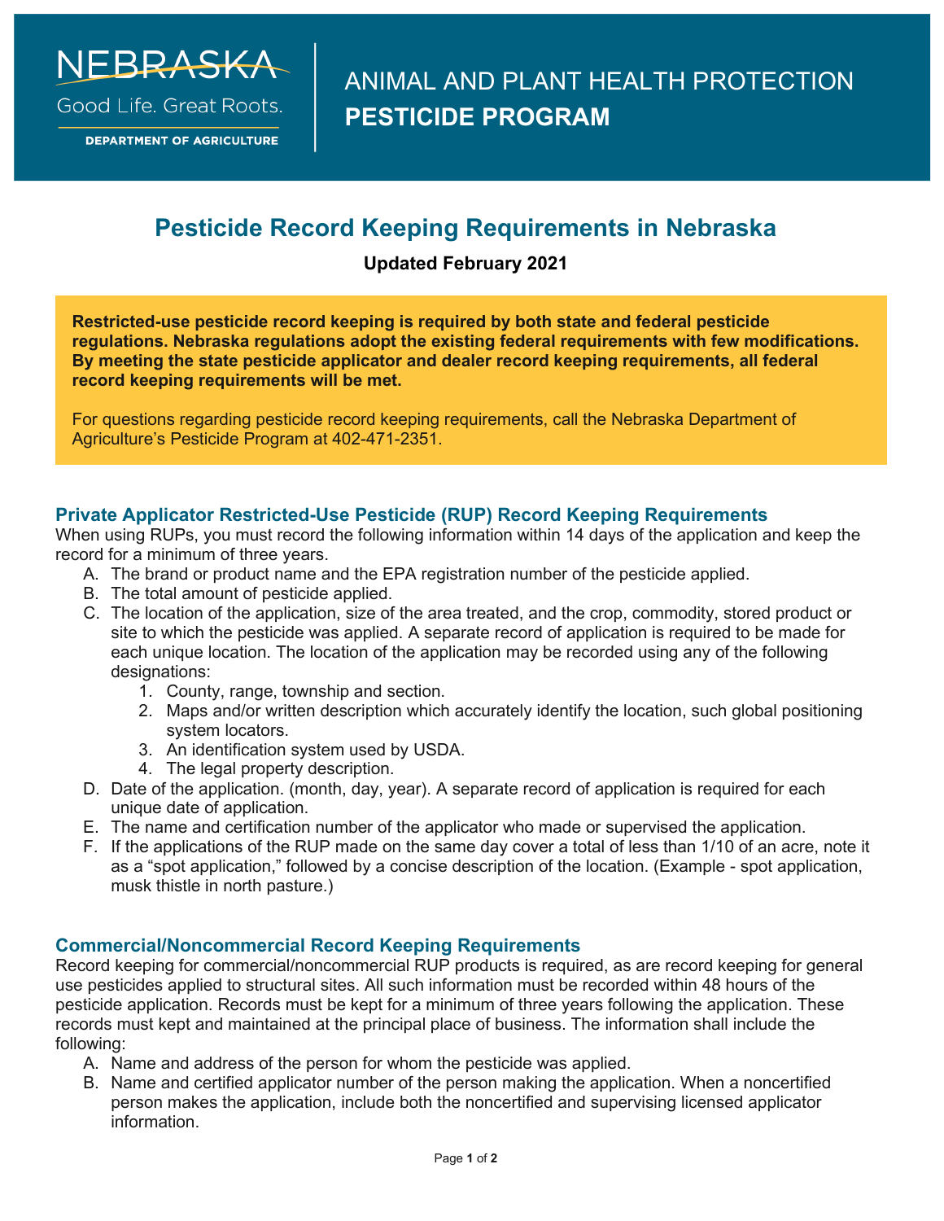NEBRASKA

Good Life. Great Roots.

DEPARTMENT OF AGRICULTURE

ANIMAL AND PLANT HEALTH PROTECTION
**PESTICIDE PROGRAM**

# Pesticide Record Keeping Requirements in Nebraska

**Updated February 2021**

**Restricted-use pesticide record keeping is required by both state and federal pesticide regulations. Nebraska regulations adopt the existing federal requirements with few modifications. By meeting the state pesticide applicator and dealer record keeping requirements, all federal record keeping requirements will be met.**

For questions regarding pesticide record keeping requirements, call the Nebraska Department of Agriculture's Pesticide Program at 402-471-2351.

## Private Applicator Restricted-Use Pesticide (RUP) Record Keeping Requirements

When using RUPs, you must record the following information within 14 days of the application and keep the record for a minimum of three years.

A. The brand or product name and the EPA registration number of the pesticide applied.
B. The total amount of pesticide applied.
C. The location of the application, size of the area treated, and the crop, commodity, stored product or site to which the pesticide was applied. A separate record of application is required to be made for each unique location. The location of the application may be recorded using any of the following designations:
    1. County, range, township and section.
    2. Maps and/or written description which accurately identify the location, such global positioning system locators.
    3. An identification system used by USDA.
    4. The legal property description.
D. Date of the application. (month, day, year). A separate record of application is required for each unique date of application.
E. The name and certification number of the applicator who made or supervised the application.
F. If the applications of the RUP made on the same day cover a total of less than 1/10 of an acre, note it as a "spot application," followed by a concise description of the location. (Example - spot application, musk thistle in north pasture.)

## Commercial/Noncommercial Record Keeping Requirements

Record keeping for commercial/noncommercial RUP products is required, as are record keeping for general use pesticides applied to structural sites. All such information must be recorded within 48 hours of the pesticide application. Records must be kept for a minimum of three years following the application. These records must kept and maintained at the principal place of business. The information shall include the following:

A. Name and address of the person for whom the pesticide was applied.
B. Name and certified applicator number of the person making the application. When a noncertified person makes the application, include both the noncertified and supervising licensed applicator information.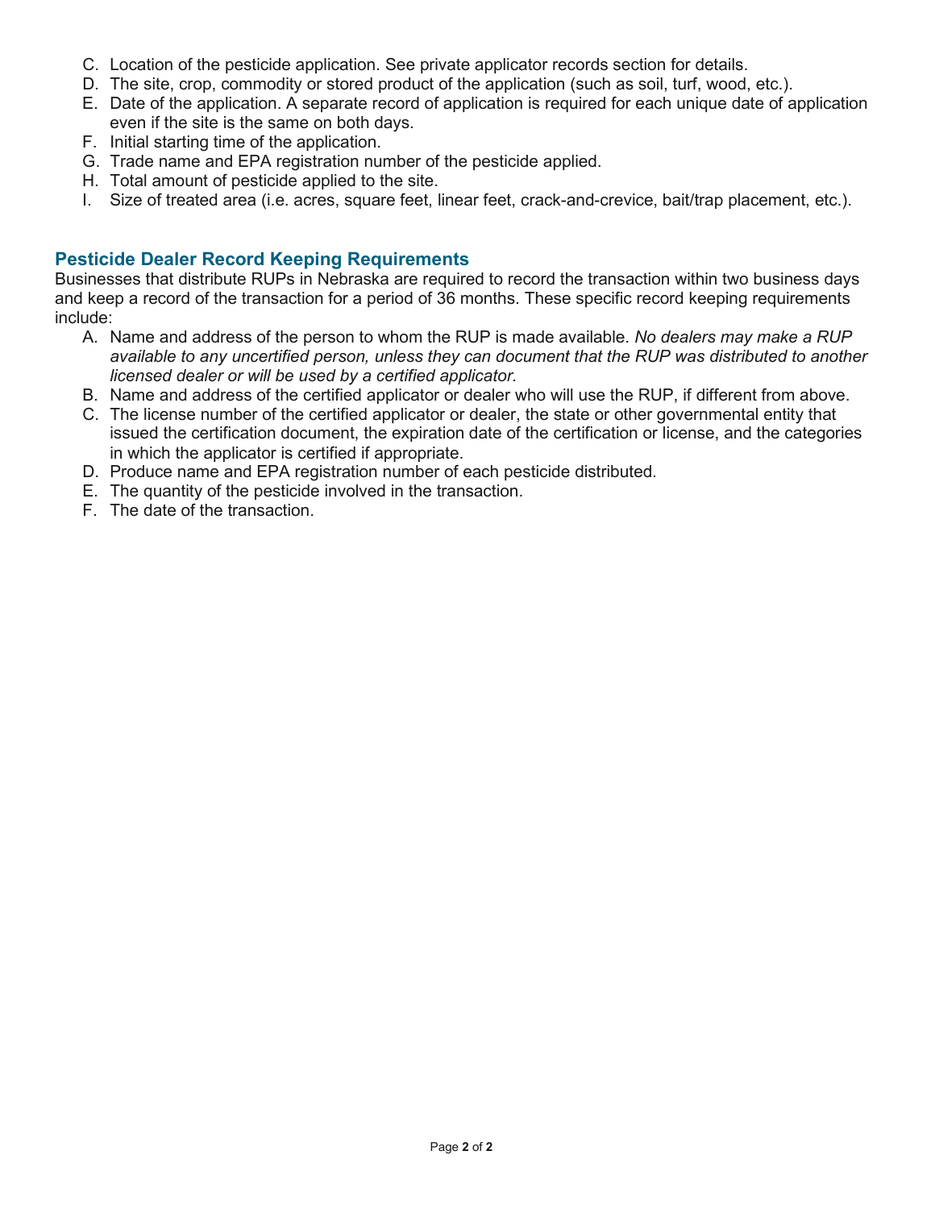C. Location of the pesticide application. See private applicator records section for details.
D. The site, crop, commodity or stored product of the application (such as soil, turf, wood, etc.).
E. Date of the application. A separate record of application is required for each unique date of application even if the site is the same on both days.
F. Initial starting time of the application.
G. Trade name and EPA registration number of the pesticide applied.
H. Total amount of pesticide applied to the site.
I. Size of treated area (i.e. acres, square feet, linear feet, crack-and-crevice, bait/trap placement, etc.).

## Pesticide Dealer Record Keeping Requirements

Businesses that distribute RUPs in Nebraska are required to record the transaction within two business days and keep a record of the transaction for a period of 36 months. These specific record keeping requirements include:

A. Name and address of the person to whom the RUP is made available. *No dealers may make a RUP available to any uncertified person, unless they can document that the RUP was distributed to another licensed dealer or will be used by a certified applicator.*
B. Name and address of the certified applicator or dealer who will use the RUP, if different from above.
C. The license number of the certified applicator or dealer, the state or other governmental entity that issued the certification document, the expiration date of the certification or license, and the categories in which the applicator is certified if appropriate.
D. Produce name and EPA registration number of each pesticide distributed.
E. The quantity of the pesticide involved in the transaction.
F. The date of the transaction.